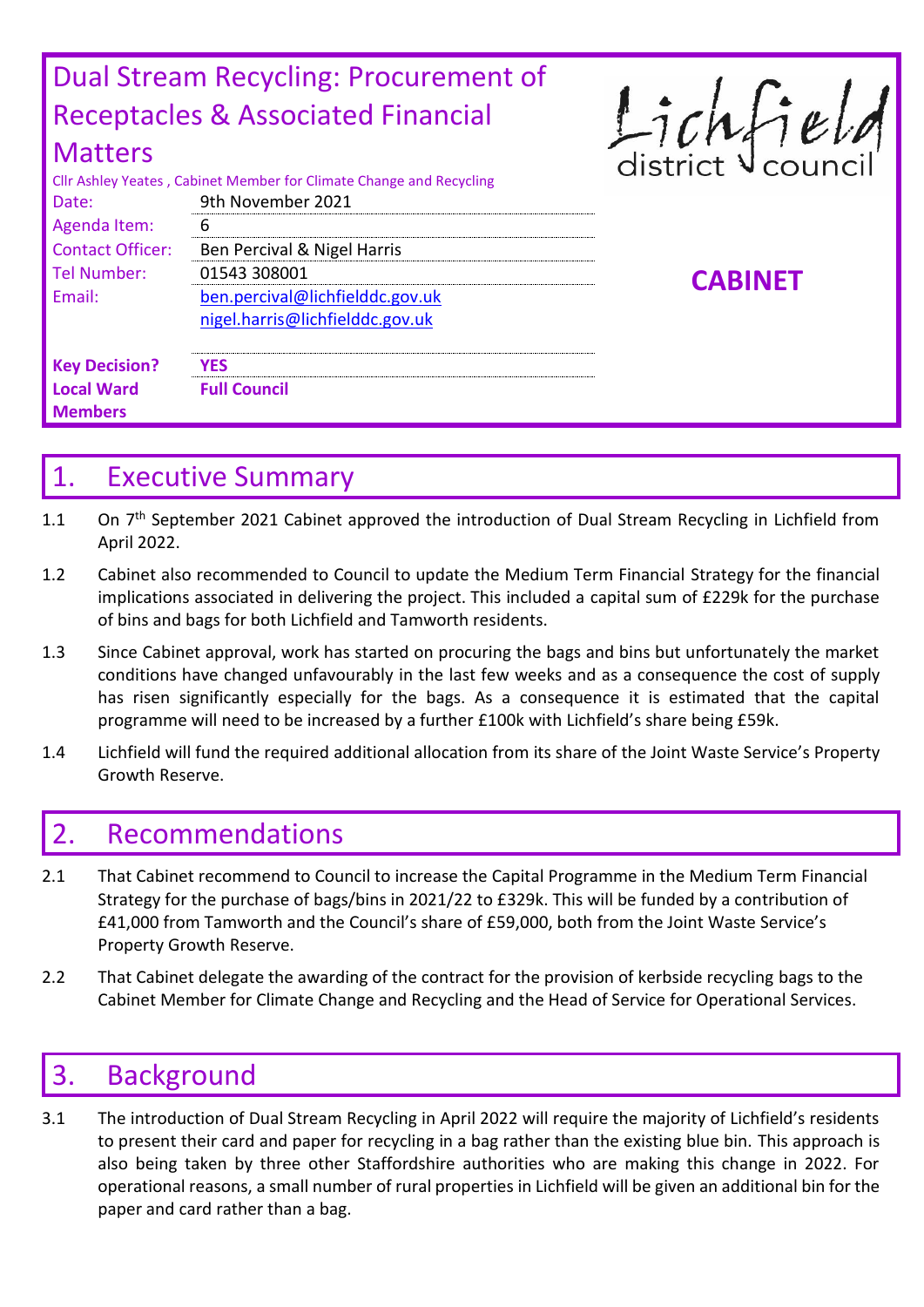# Dual Stream Recycling: Procurement of Receptacles & Associated Financial Matters

Cllr Ashley Yeates , Cabinet Member for Climate Change and Recycling

Lichfield district council

**CABINET**

| | |
|---|---|
| Date: | 9th November 2021 |
| Agenda Item: | 6 |
| Contact Officer: | Ben Percival & Nigel Harris |
| Tel Number: | 01543 308001 |
| Email: | ben.percival@lichfielddc.gov.uk<br>nigel.harris@lichfielddc.gov.uk |
| **Key Decision?** | **YES** |
| **Local Ward Members** | **Full Council** |

## 1. Executive Summary

1.1 On 7th September 2021 Cabinet approved the introduction of Dual Stream Recycling in Lichfield from April 2022.

1.2 Cabinet also recommended to Council to update the Medium Term Financial Strategy for the financial implications associated in delivering the project. This included a capital sum of £229k for the purchase of bins and bags for both Lichfield and Tamworth residents.

1.3 Since Cabinet approval, work has started on procuring the bags and bins but unfortunately the market conditions have changed unfavourably in the last few weeks and as a consequence the cost of supply has risen significantly especially for the bags. As a consequence it is estimated that the capital programme will need to be increased by a further £100k with Lichfield's share being £59k.

1.4 Lichfield will fund the required additional allocation from its share of the Joint Waste Service's Property Growth Reserve.

## 2. Recommendations

2.1 That Cabinet recommend to Council to increase the Capital Programme in the Medium Term Financial Strategy for the purchase of bags/bins in 2021/22 to £329k. This will be funded by a contribution of £41,000 from Tamworth and the Council's share of £59,000, both from the Joint Waste Service's Property Growth Reserve.

2.2 That Cabinet delegate the awarding of the contract for the provision of kerbside recycling bags to the Cabinet Member for Climate Change and Recycling and the Head of Service for Operational Services.

## 3. Background

3.1 The introduction of Dual Stream Recycling in April 2022 will require the majority of Lichfield's residents to present their card and paper for recycling in a bag rather than the existing blue bin. This approach is also being taken by three other Staffordshire authorities who are making this change in 2022. For operational reasons, a small number of rural properties in Lichfield will be given an additional bin for the paper and card rather than a bag.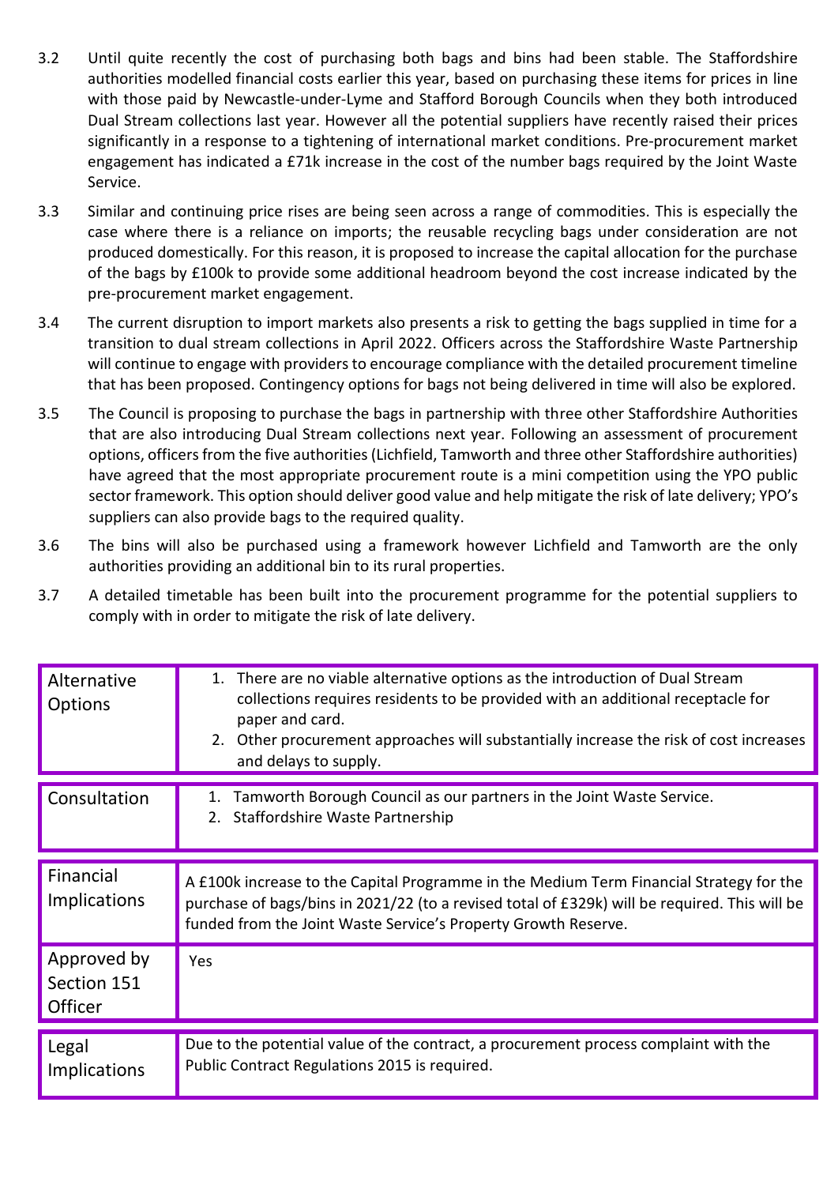3.2 Until quite recently the cost of purchasing both bags and bins had been stable. The Staffordshire authorities modelled financial costs earlier this year, based on purchasing these items for prices in line with those paid by Newcastle-under-Lyme and Stafford Borough Councils when they both introduced Dual Stream collections last year. However all the potential suppliers have recently raised their prices significantly in a response to a tightening of international market conditions. Pre-procurement market engagement has indicated a £71k increase in the cost of the number bags required by the Joint Waste Service.

3.3 Similar and continuing price rises are being seen across a range of commodities. This is especially the case where there is a reliance on imports; the reusable recycling bags under consideration are not produced domestically. For this reason, it is proposed to increase the capital allocation for the purchase of the bags by £100k to provide some additional headroom beyond the cost increase indicated by the pre-procurement market engagement.

3.4 The current disruption to import markets also presents a risk to getting the bags supplied in time for a transition to dual stream collections in April 2022. Officers across the Staffordshire Waste Partnership will continue to engage with providers to encourage compliance with the detailed procurement timeline that has been proposed. Contingency options for bags not being delivered in time will also be explored.

3.5 The Council is proposing to purchase the bags in partnership with three other Staffordshire Authorities that are also introducing Dual Stream collections next year. Following an assessment of procurement options, officers from the five authorities (Lichfield, Tamworth and three other Staffordshire authorities) have agreed that the most appropriate procurement route is a mini competition using the YPO public sector framework. This option should deliver good value and help mitigate the risk of late delivery; YPO's suppliers can also provide bags to the required quality.

3.6 The bins will also be purchased using a framework however Lichfield and Tamworth are the only authorities providing an additional bin to its rural properties.

3.7 A detailed timetable has been built into the procurement programme for the potential suppliers to comply with in order to mitigate the risk of late delivery.

| | |
|---|---|
| Alternative Options | 1. There are no viable alternative options as the introduction of Dual Stream collections requires residents to be provided with an additional receptacle for paper and card.<br>2. Other procurement approaches will substantially increase the risk of cost increases and delays to supply. |
| Consultation | 1. Tamworth Borough Council as our partners in the Joint Waste Service.<br>2. Staffordshire Waste Partnership |
| Financial Implications | A £100k increase to the Capital Programme in the Medium Term Financial Strategy for the purchase of bags/bins in 2021/22 (to a revised total of £329k) will be required. This will be funded from the Joint Waste Service's Property Growth Reserve. |
| Approved by Section 151 Officer | Yes |
| Legal Implications | Due to the potential value of the contract, a procurement process complaint with the Public Contract Regulations 2015 is required. |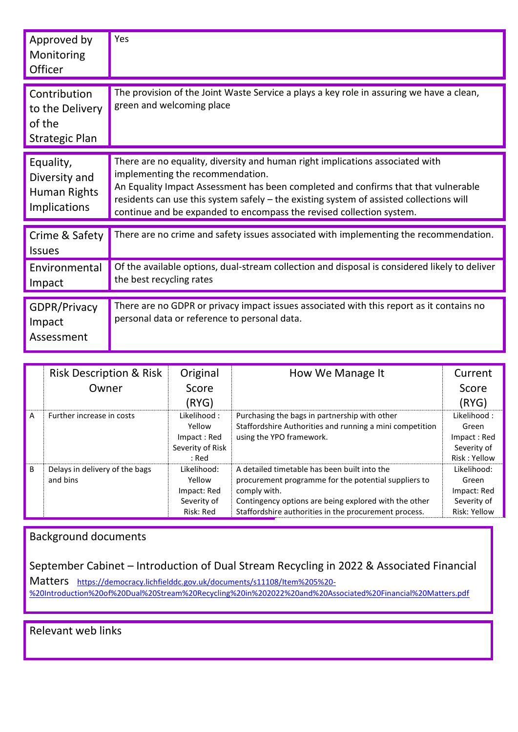| | |
|---|---|
| Approved by Monitoring Officer | Yes |

| | |
|---|---|
| Contribution to the Delivery of the Strategic Plan | The provision of the Joint Waste Service a plays a key role in assuring we have a clean, green and welcoming place |

| | |
|---|---|
| Equality, Diversity and Human Rights Implications | There are no equality, diversity and human right implications associated with implementing the recommendation.<br>An Equality Impact Assessment has been completed and confirms that that vulnerable residents can use this system safely – the existing system of assisted collections will continue and be expanded to encompass the revised collection system. |

| | |
|---|---|
| Crime & Safety Issues | There are no crime and safety issues associated with implementing the recommendation. |
| Environmental Impact | Of the available options, dual-stream collection and disposal is considered likely to deliver the best recycling rates |

| | |
|---|---|
| GDPR/Privacy Impact Assessment | There are no GDPR or privacy impact issues associated with this report as it contains no personal data or reference to personal data. |

| | Risk Description & Risk Owner | Original Score (RYG) | How We Manage It | Current Score (RYG) |
|---|---|---|---|---|
| A | Further increase in costs | Likelihood : Yellow<br>Impact : Red<br>Severity of Risk : Red | Purchasing the bags in partnership with other Staffordshire Authorities and running a mini competition using the YPO framework. | Likelihood : Green<br>Impact : Red<br>Severity of Risk : Yellow |
| B | Delays in delivery of the bags and bins | Likelihood: Yellow<br>Impact: Red<br>Severity of Risk: Red | A detailed timetable has been built into the procurement programme for the potential suppliers to comply with.<br>Contingency options are being explored with the other Staffordshire authorities in the procurement process. | Likelihood: Green<br>Impact: Red<br>Severity of Risk: Yellow |

## Background documents

September Cabinet – Introduction of Dual Stream Recycling in 2022 & Associated Financial Matters https://democracy.lichfielddc.gov.uk/documents/s11108/Item%205%20-%20Introduction%20of%20Dual%20Stream%20Recycling%20in%202022%20and%20Associated%20Financial%20Matters.pdf

## Relevant web links